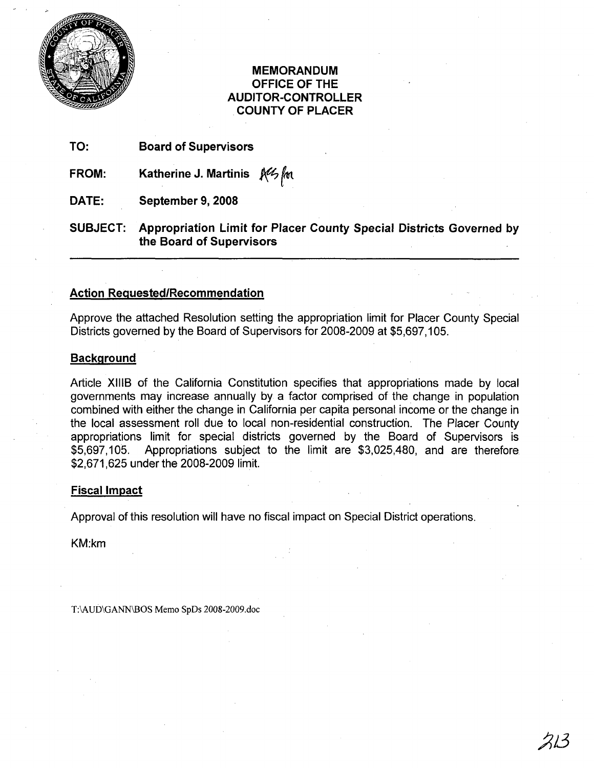# MEMORANDUM
## OFFICE OF THE AUDITOR-CONTROLLER
## COUNTY OF PLACER

**TO:** **Board of Supervisors**

**FROM:** **Katherine J. Martinis** ACS for

**DATE:** **September 9, 2008**

**SUBJECT:** **Appropriation Limit for Placer County Special Districts Governed by the Board of Supervisors**

---

### Action Requested/Recommendation

Approve the attached Resolution setting the appropriation limit for Placer County Special Districts governed by the Board of Supervisors for 2008-2009 at $5,697,105.

### Background

Article XIIIB of the California Constitution specifies that appropriations made by local governments may increase annually by a factor comprised of the change in population combined with either the change in California per capita personal income or the change in the local assessment roll due to local non-residential construction. The Placer County appropriations limit for special districts governed by the Board of Supervisors is $5,697,105. Appropriations subject to the limit are $3,025,480, and are therefore $2,671,625 under the 2008-2009 limit.

### Fiscal Impact

Approval of this resolution will have no fiscal impact on Special District operations.

KM:km

T:\AUD\GANN\BOS Memo SpDs 2008-2009.doc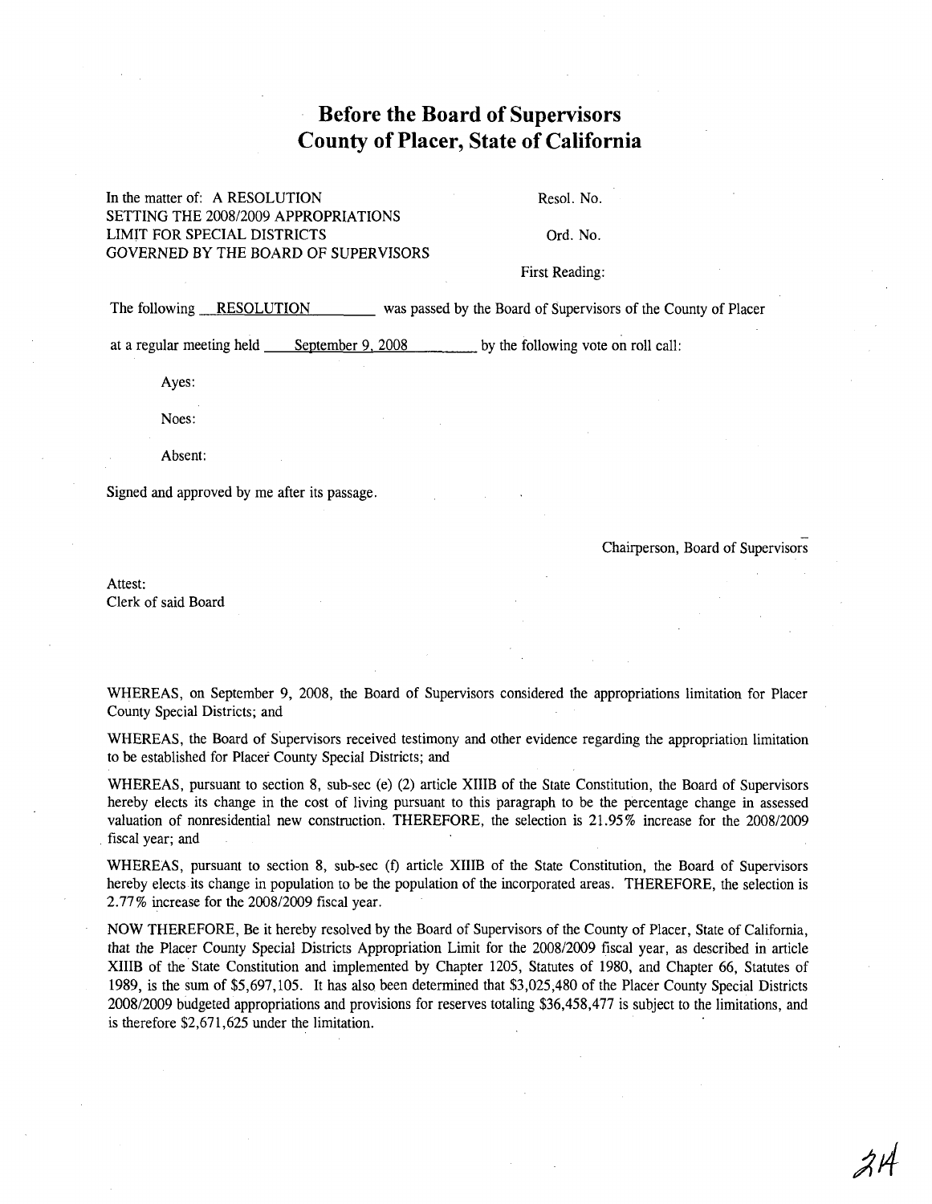# Before the Board of Supervisors County of Placer, State of California

In the matter of: A RESOLUTION SETTING THE 2008/2009 APPROPRIATIONS LIMIT FOR SPECIAL DISTRICTS GOVERNED BY THE BOARD OF SUPERVISORS

Resol. No.

Ord. No.

First Reading:

The following RESOLUTION was passed by the Board of Supervisors of the County of Placer at a regular meeting held September 9, 2008 by the following vote on roll call:

Ayes:

Noes:

Absent:

Signed and approved by me after its passage.

Chairperson, Board of Supervisors

Attest:
Clerk of said Board

WHEREAS, on September 9, 2008, the Board of Supervisors considered the appropriations limitation for Placer County Special Districts; and

WHEREAS, the Board of Supervisors received testimony and other evidence regarding the appropriation limitation to be established for Placer County Special Districts; and

WHEREAS, pursuant to section 8, sub-sec (e) (2) article XIIIB of the State Constitution, the Board of Supervisors hereby elects its change in the cost of living pursuant to this paragraph to be the percentage change in assessed valuation of nonresidential new construction. THEREFORE, the selection is 21.95% increase for the 2008/2009 fiscal year; and

WHEREAS, pursuant to section 8, sub-sec (f) article XIIIB of the State Constitution, the Board of Supervisors hereby elects its change in population to be the population of the incorporated areas. THEREFORE, the selection is 2.77% increase for the 2008/2009 fiscal year.

NOW THEREFORE, Be it hereby resolved by the Board of Supervisors of the County of Placer, State of California, that the Placer County Special Districts Appropriation Limit for the 2008/2009 fiscal year, as described in article XIIIB of the State Constitution and implemented by Chapter 1205, Statutes of 1980, and Chapter 66, Statutes of 1989, is the sum of $5,697,105. It has also been determined that $3,025,480 of the Placer County Special Districts 2008/2009 budgeted appropriations and provisions for reserves totaling $36,458,477 is subject to the limitations, and is therefore $2,671,625 under the limitation.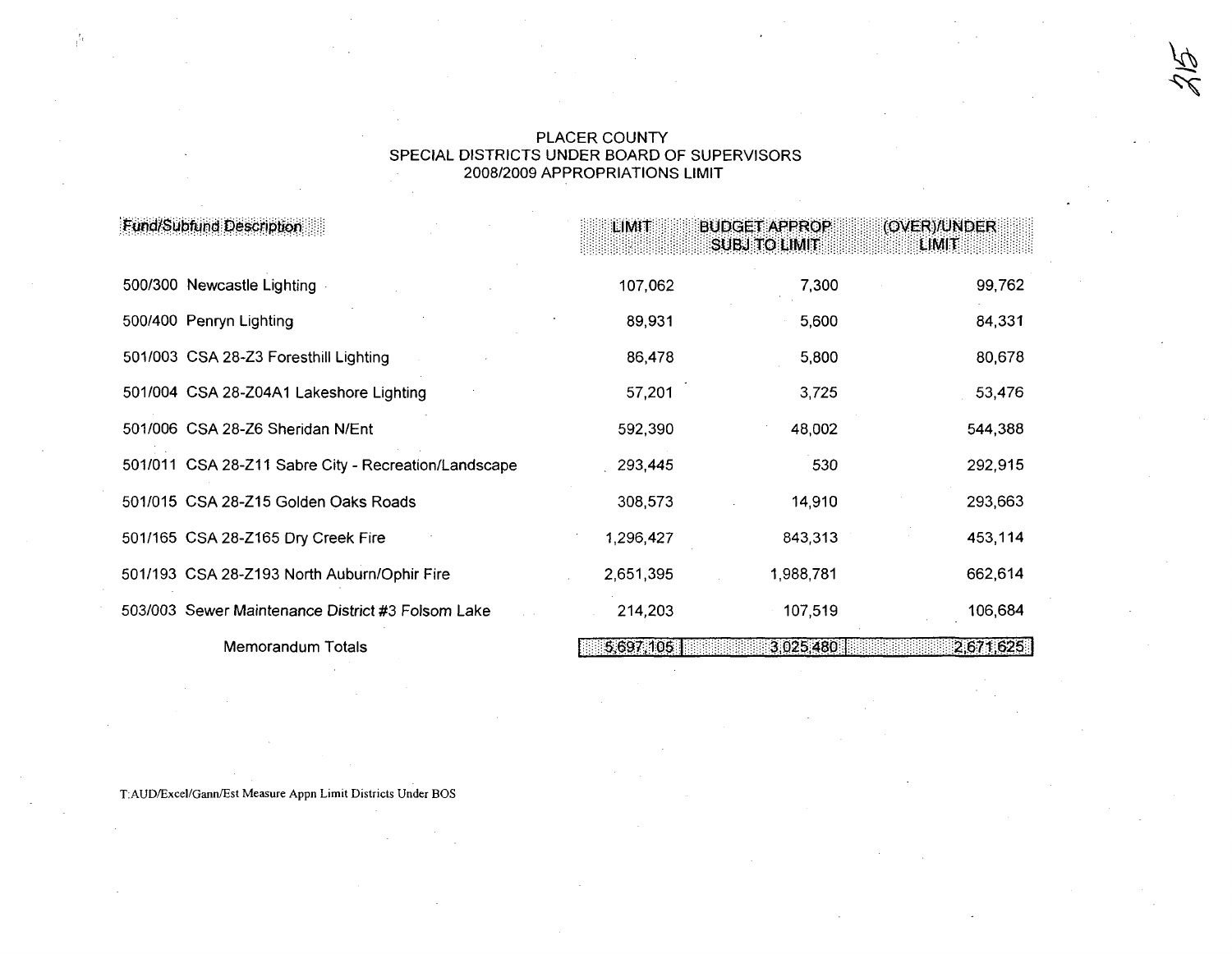PLACER COUNTY
SPECIAL DISTRICTS UNDER BOARD OF SUPERVISORS
2008/2009 APPROPRIATIONS LIMIT

| Fund/Subfund Description | LIMIT | BUDGET APPROP SUBJ TO LIMIT | (OVER)/UNDER LIMIT |
|---|---|---|---|
| 500/300 Newcastle Lighting | 107,062 | 7,300 | 99,762 |
| 500/400 Penryn Lighting | 89,931 | 5,600 | 84,331 |
| 501/003 CSA 28-Z3 Foresthill Lighting | 86,478 | 5,800 | 80,678 |
| 501/004 CSA 28-Z04A1 Lakeshore Lighting | 57,201 | 3,725 | 53,476 |
| 501/006 CSA 28-Z6 Sheridan N/Ent | 592,390 | 48,002 | 544,388 |
| 501/011 CSA 28-Z11 Sabre City - Recreation/Landscape | 293,445 | 530 | 292,915 |
| 501/015 CSA 28-Z15 Golden Oaks Roads | 308,573 | 14,910 | 293,663 |
| 501/165 CSA 28-Z165 Dry Creek Fire | 1,296,427 | 843,313 | 453,114 |
| 501/193 CSA 28-Z193 North Auburn/Ophir Fire | 2,651,395 | 1,988,781 | 662,614 |
| 503/003 Sewer Maintenance District #3 Folsom Lake | 214,203 | 107,519 | 106,684 |
| Memorandum Totals | 5,697,105 | 3,025,480 | 2,671,625 |

T:AUD/Excel/Gann/Est Measure Appn Limit Districts Under BOS